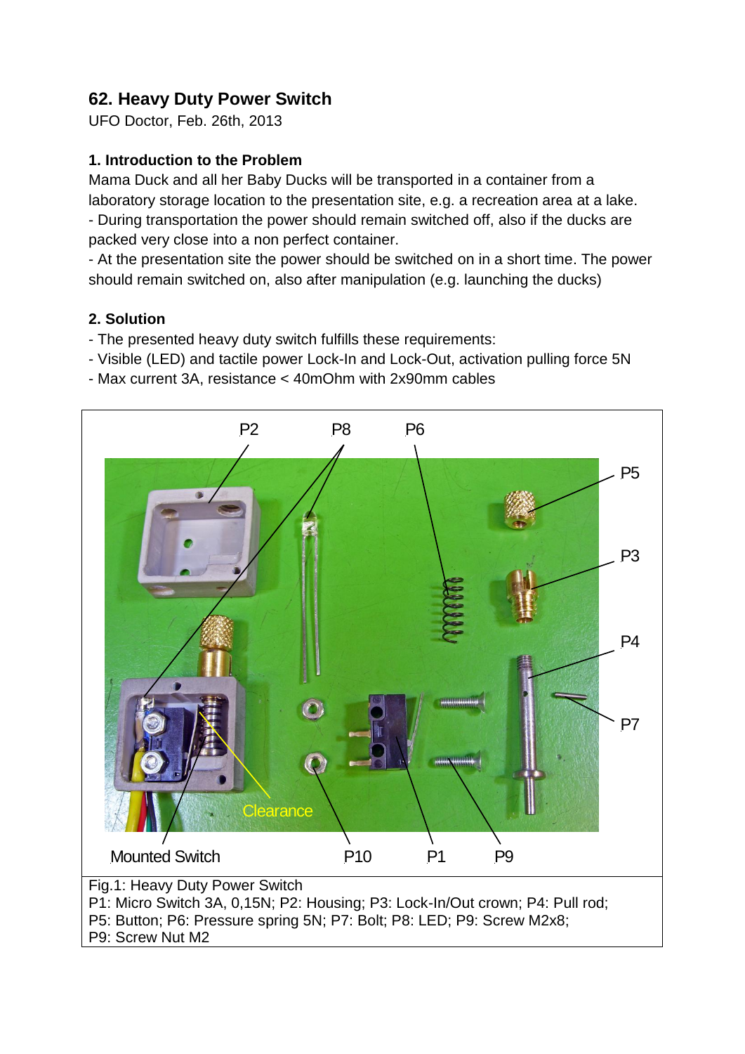# 62. Heavy Duty Power Switch

UFO Doctor, Feb. 26th, 2013

## 1. Introduction to the Problem

Mama Duck and all her Baby Ducks will be transported in a container from a laboratory storage location to the presentation site, e.g. a recreation area at a lake.

- During transportation the power should remain switched off, also if the ducks are packed very close into a non perfect container.
- At the presentation site the power should be switched on in a short time. The power should remain switched on, also after manipulation (e.g. launching the ducks)

## 2. Solution

- The presented heavy duty switch fulfills these requirements:
- Visible (LED) and tactile power Lock-In and Lock-Out, activation pulling force 5N
- Max current 3A, resistance < 40mOhm with 2x90mm cables

Fig.1: Heavy Duty Power Switch
P1: Micro Switch 3A, 0,15N; P2: Housing; P3: Lock-In/Out crown; P4: Pull rod;
P5: Button; P6: Pressure spring 5N; P7: Bolt; P8: LED; P9: Screw M2x8;
P9: Screw Nut M2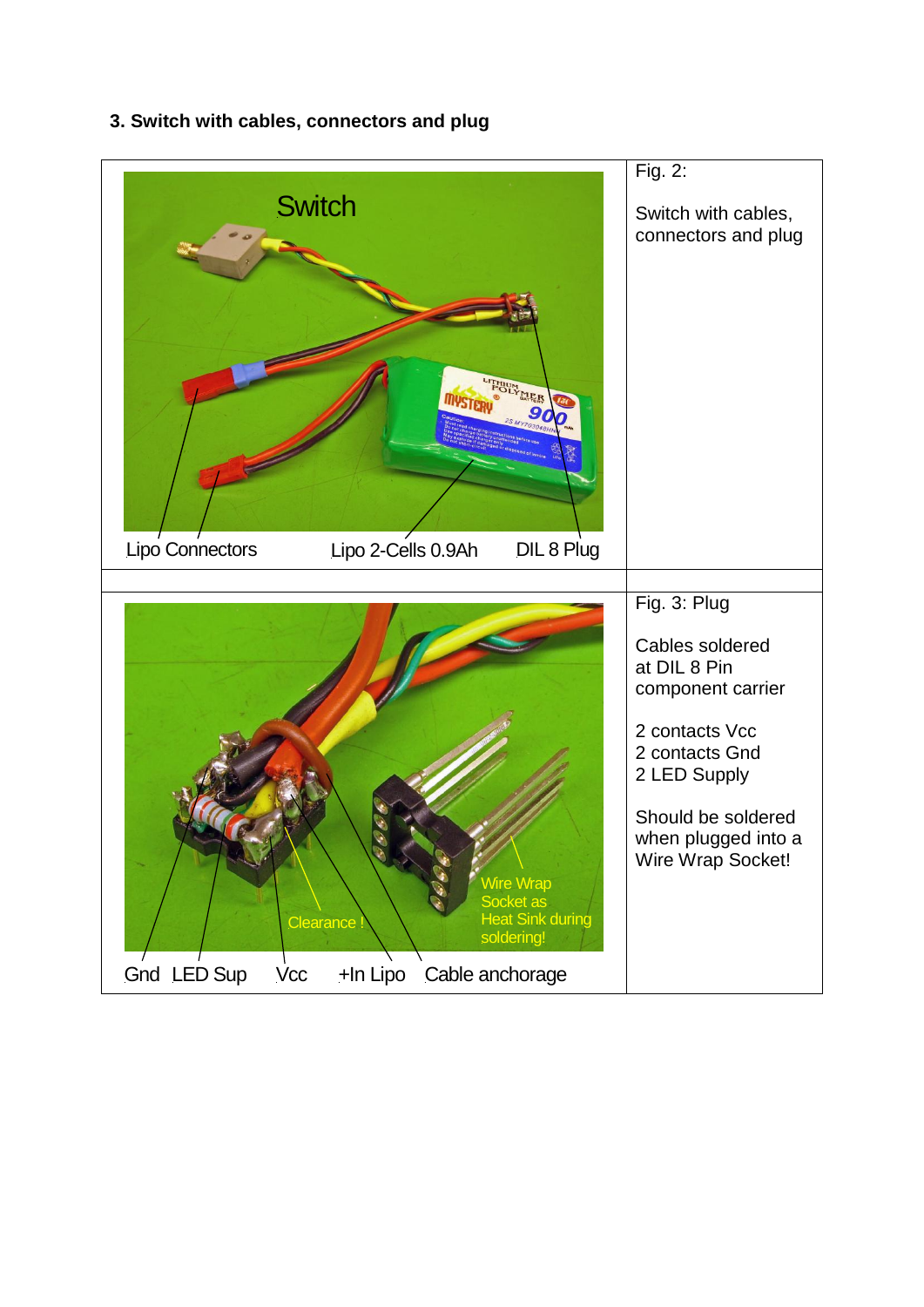### 3. Switch with cables, connectors and plug

| | |
|---|---|
| Switch<br><br>Lipo Connectors  Lipo 2-Cells 0.9Ah  DIL 8 Plug | Fig. 2:<br><br>Switch with cables, connectors and plug |
| | |
| Clearance !  Wire Wrap Socket as Heat Sink during soldering!<br><br>Gnd  LED Sup  Vcc  +In Lipo  Cable anchorage | Fig. 3: Plug<br><br>Cables soldered at DIL 8 Pin component carrier<br><br>2 contacts Vcc<br>2 contacts Gnd<br>2 LED Supply<br><br>Should be soldered when plugged into a Wire Wrap Socket! |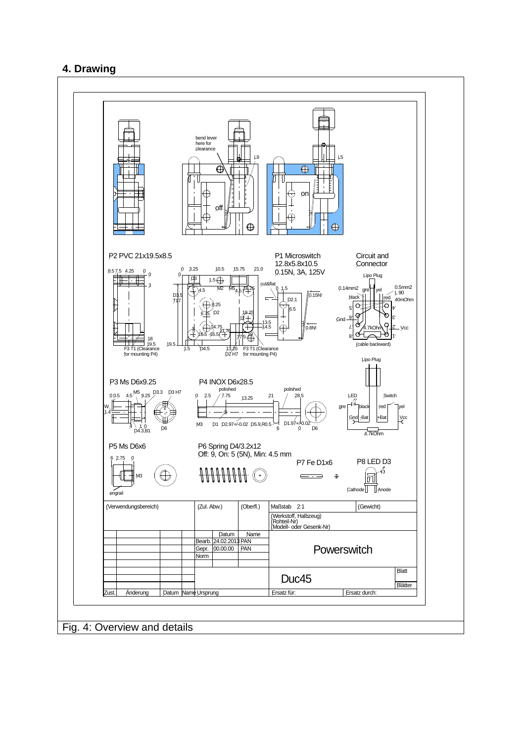## 4. Drawing

bend lever here for clearance

L9

L5

on

off

P2 PVC 21x19.5x8.5

8.5 7.5 4.25 0

0

3

18

19.5

F3 T1 (Clearance for mounting P4)

0 3.25 10.5 15.75 21.0

0

D3

1.5

M2 M5

4.5 4.5 18.25

D3.5 T17

8.25

6.75 D2

18.25

12

13.5

14.5

3

14.75

11.75

16.5 16.5

17.5 19

19.5

1.5 D4.5 13.25 D2 H7

F3 T1 (Clearance for mounting P4)

cut&flat

P1 Microswitch 12.8x5.8x10.5 0.15N, 3A, 125V

0 1.5

D2.1

6.5

0.15N!

0.8N!

Circuit and Connector

Lipo Plug

0.14mm2 gre yel 0.5mm2 L 90 40mOhm

black red

Gnd

4.7kOhm Vcc

(cable backward)

Lipo Plug

P3 Ms D6x9.25

0 0.5 4.5 M5 9.25 D3.3 D3 H7

W 1.4

4 1 0

D4.3,B1 D6

P4 INOX D6x28.5

polished polished

0 2.5 7.75 13.25 21 28.5

M3 D1 D2.97+/-0.02 D5.9,R0.5 D1.97+/-0.02

6 0 D6

LED Switch

gre black red yel

Gnd -Bat +Bat Vcc

4.7kOhm

P5 Ms D6x6

6 2.75 0

M3

engrail

P6 Spring D4/3.2x12 Off: 9, On: 5 (5N), Min: 4.5 mm

P7 Fe D1x6

P8 LED D3

Cathode Anode

| | | | | | | | | |
|---|---|---|---|---|---|---|---|---|
| (Verwendungsbereich) | | | | (Zul. Abw.) | | (Oberfl.) | Maßstab 2:1 | (Gewicht) |
| | | | | | | | (Werkstoff, Halbzeug) (Rohteil-Nr) (Modell- oder Gesenk-Nr) | |
| | | | | | Datum | Name | Powerswitch | |
| | | | | Bearb. | 24.02.2013 | PAN | | |
| | | | | Gepr. | 00.00.00 | PAN | | |
| | | | | Norm | | | | |
| | | | | | | | Duc45 | Blatt |
| | | | | | | | | Blätter |
| Zust. | Änderung | Datum | Name | Ursprung | | | Ersatz für: | Ersatz durch: |

Fig. 4: Overview and details